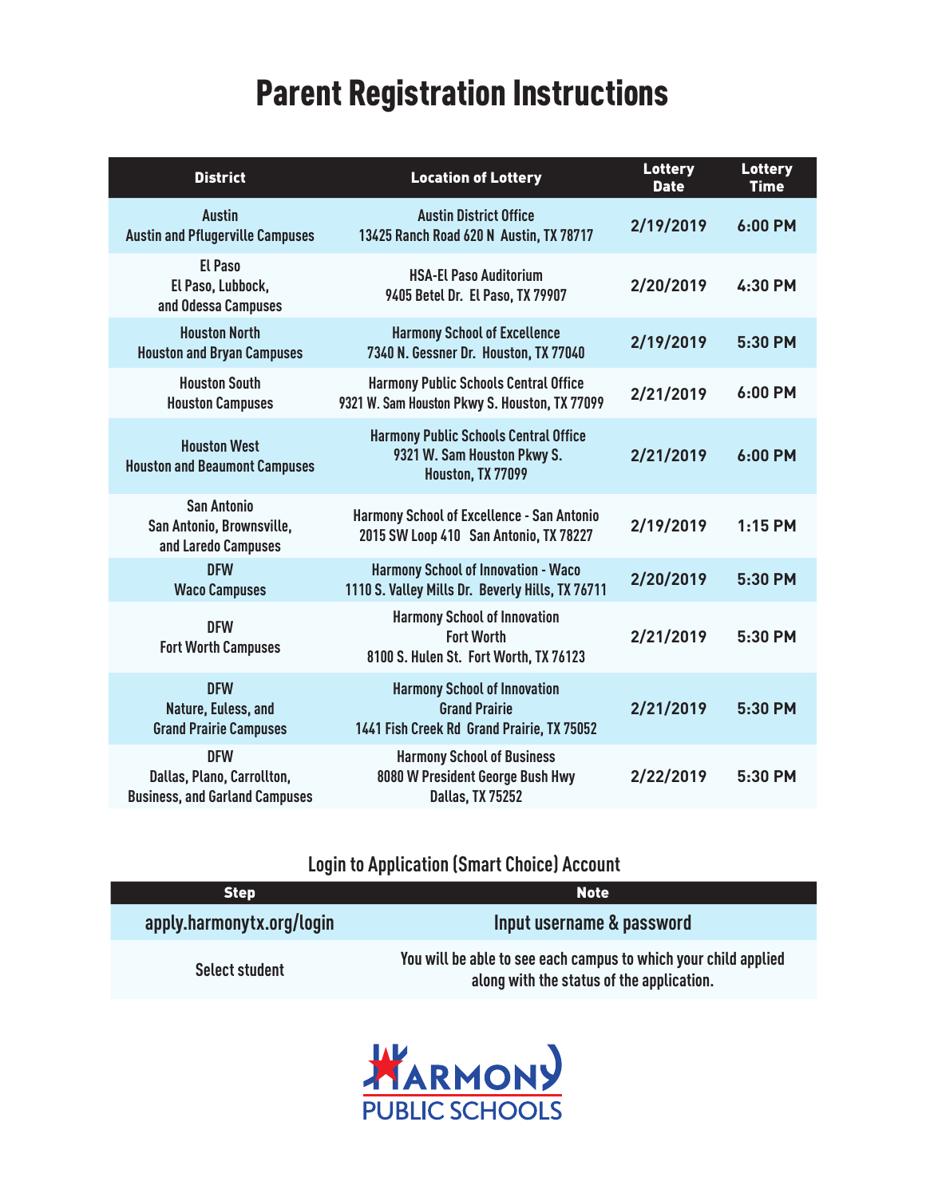# Parent Registration Instructions

| District | Location of Lottery | Lottery Date | Lottery Time |
|---|---|---|---|
| Austin<br>Austin and Pflugerville Campuses | Austin District Office<br>13425 Ranch Road 620 N Austin, TX 78717 | 2/19/2019 | 6:00 PM |
| El Paso<br>El Paso, Lubbock,<br>and Odessa Campuses | HSA-El Paso Auditorium<br>9405 Betel Dr. El Paso, TX 79907 | 2/20/2019 | 4:30 PM |
| Houston North<br>Houston and Bryan Campuses | Harmony School of Excellence<br>7340 N. Gessner Dr. Houston, TX 77040 | 2/19/2019 | 5:30 PM |
| Houston South<br>Houston Campuses | Harmony Public Schools Central Office<br>9321 W. Sam Houston Pkwy S. Houston, TX 77099 | 2/21/2019 | 6:00 PM |
| Houston West<br>Houston and Beaumont Campuses | Harmony Public Schools Central Office<br>9321 W. Sam Houston Pkwy S.<br>Houston, TX 77099 | 2/21/2019 | 6:00 PM |
| San Antonio<br>San Antonio, Brownsville,<br>and Laredo Campuses | Harmony School of Excellence - San Antonio<br>2015 SW Loop 410 San Antonio, TX 78227 | 2/19/2019 | 1:15 PM |
| DFW<br>Waco Campuses | Harmony School of Innovation - Waco<br>1110 S. Valley Mills Dr. Beverly Hills, TX 76711 | 2/20/2019 | 5:30 PM |
| DFW<br>Fort Worth Campuses | Harmony School of Innovation<br>Fort Worth<br>8100 S. Hulen St. Fort Worth, TX 76123 | 2/21/2019 | 5:30 PM |
| DFW<br>Nature, Euless, and<br>Grand Prairie Campuses | Harmony School of Innovation<br>Grand Prairie<br>1441 Fish Creek Rd Grand Prairie, TX 75052 | 2/21/2019 | 5:30 PM |
| DFW<br>Dallas, Plano, Carrollton,<br>Business, and Garland Campuses | Harmony School of Business<br>8080 W President George Bush Hwy<br>Dallas, TX 75252 | 2/22/2019 | 5:30 PM |

## Login to Application (Smart Choice) Account

| Step | Note |
|---|---|
| apply.harmonytx.org/login | Input username & password |
| Select student | You will be able to see each campus to which your child applied along with the status of the application. |

HARMONY PUBLIC SCHOOLS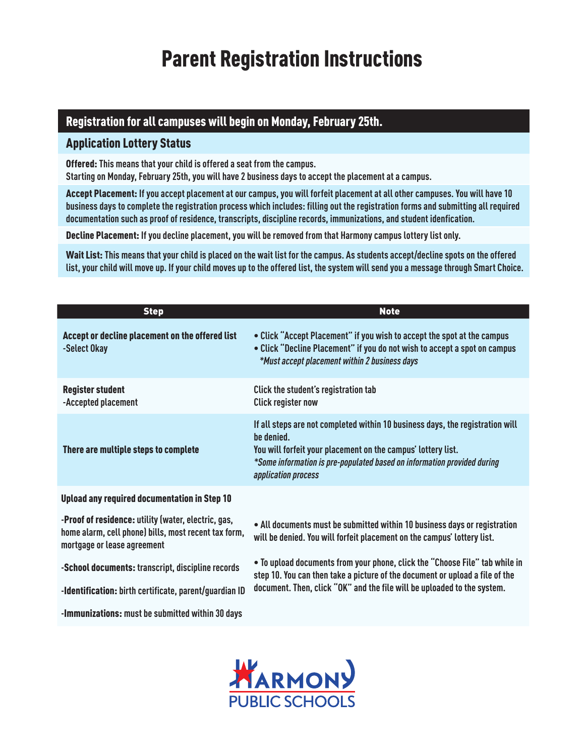# Parent Registration Instructions

## Registration for all campuses will begin on Monday, February 25th.

### Application Lottery Status

**Offered:** This means that your child is offered a seat from the campus.
Starting on Monday, February 25th, you will have 2 business days to accept the placement at a campus.

**Accept Placement:** If you accept placement at our campus, you will forfeit placement at all other campuses. You will have 10 business days to complete the registration process which includes: filling out the registration forms and submitting all required documentation such as proof of residence, transcripts, discipline records, immunizations, and student idenfication.

**Decline Placement:** If you decline placement, you will be removed from that Harmony campus lottery list only.

**Wait List:** This means that your child is placed on the wait list for the campus. As students accept/decline spots on the offered list, your child will move up. If your child moves up to the offered list, the system will send you a message through Smart Choice.

| Step | Note |
| --- | --- |
| **Accept or decline placement on the offered list**<br>-Select Okay | • Click "Accept Placement" if you wish to accept the spot at the campus<br>• Click "Decline Placement" if you do not wish to accept a spot on campus<br>*\*Must accept placement within 2 business days* |
| **Register student**<br>-Accepted placement | Click the student's registration tab<br>Click register now |
| **There are multiple steps to complete** | If all steps are not completed within 10 business days, the registration will be denied.<br>You will forfeit your placement on the campus' lottery list.<br>*\*Some information is pre-populated based on information provided during application process* |
| **Upload any required documentation in Step 10**<br>-**Proof of residence:** utility (water, electric, gas, home alarm, cell phone) bills, most recent tax form, mortgage or lease agreement<br>-**School documents:** transcript, discipline records<br>-**Identification:** birth certificate, parent/guardian ID<br>-**Immunizations:** must be submitted within 30 days | • All documents must be submitted within 10 business days or registration will be denied. You will forfeit placement on the campus' lottery list.<br>• To upload documents from your phone, click the "Choose File" tab while in step 10. You can then take a picture of the document or upload a file of the document. Then, click "OK" and the file will be uploaded to the system. |

HARMONY PUBLIC SCHOOLS